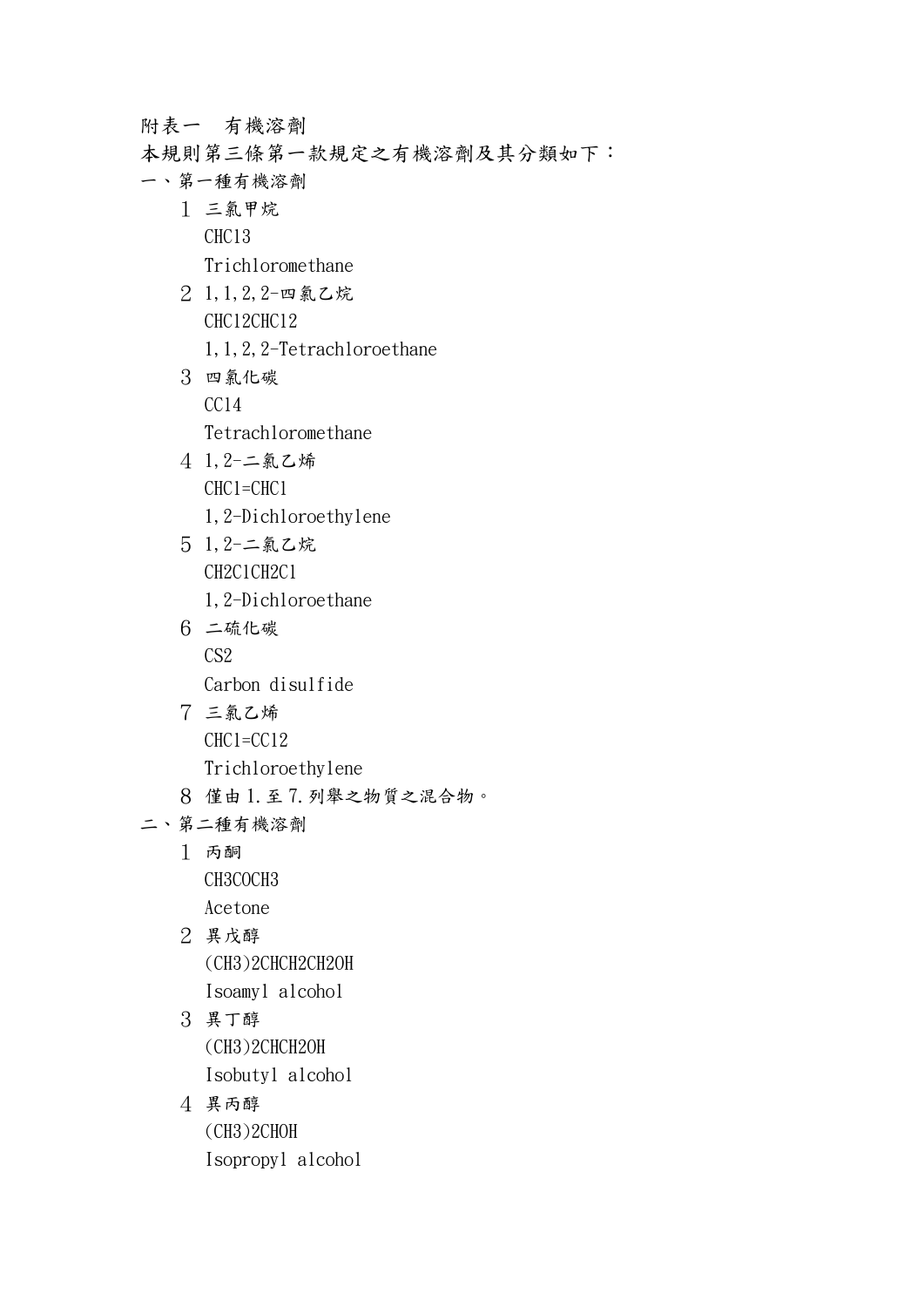附表一　有機溶劑

本規則第三條第一款規定之有機溶劑及其分類如下：

一、第一種有機溶劑

1. 三氯甲烷
   $CHCl_3$
   Trichloromethane
2. 1,1,2,2-四氯乙烷
   $CHCl_2CHCl_2$
   1,1,2,2-Tetrachloroethane
3. 四氯化碳
   $CCl_4$
   Tetrachloromethane
4. 1,2-二氯乙烯
   $CHCl=CHCl$
   1,2-Dichloroethylene
5. 1,2-二氯乙烷
   $CH_2ClCH_2Cl$
   1,2-Dichloroethane
6. 二硫化碳
   $CS_2$
   Carbon disulfide
7. 三氯乙烯
   $CHCl=CCl_2$
   Trichloroethylene
8. 僅由1.至7.列舉之物質之混合物。

二、第二種有機溶劑

1. 丙酮
   $CH_3COCH_3$
   Acetone
2. 異戊醇
   $(CH_3)_2CHCH_2CH_2OH$
   Isoamyl alcohol
3. 異丁醇
   $(CH_3)_2CHCH_2OH$
   Isobutyl alcohol
4. 異丙醇
   $(CH_3)_2CHOH$
   Isopropyl alcohol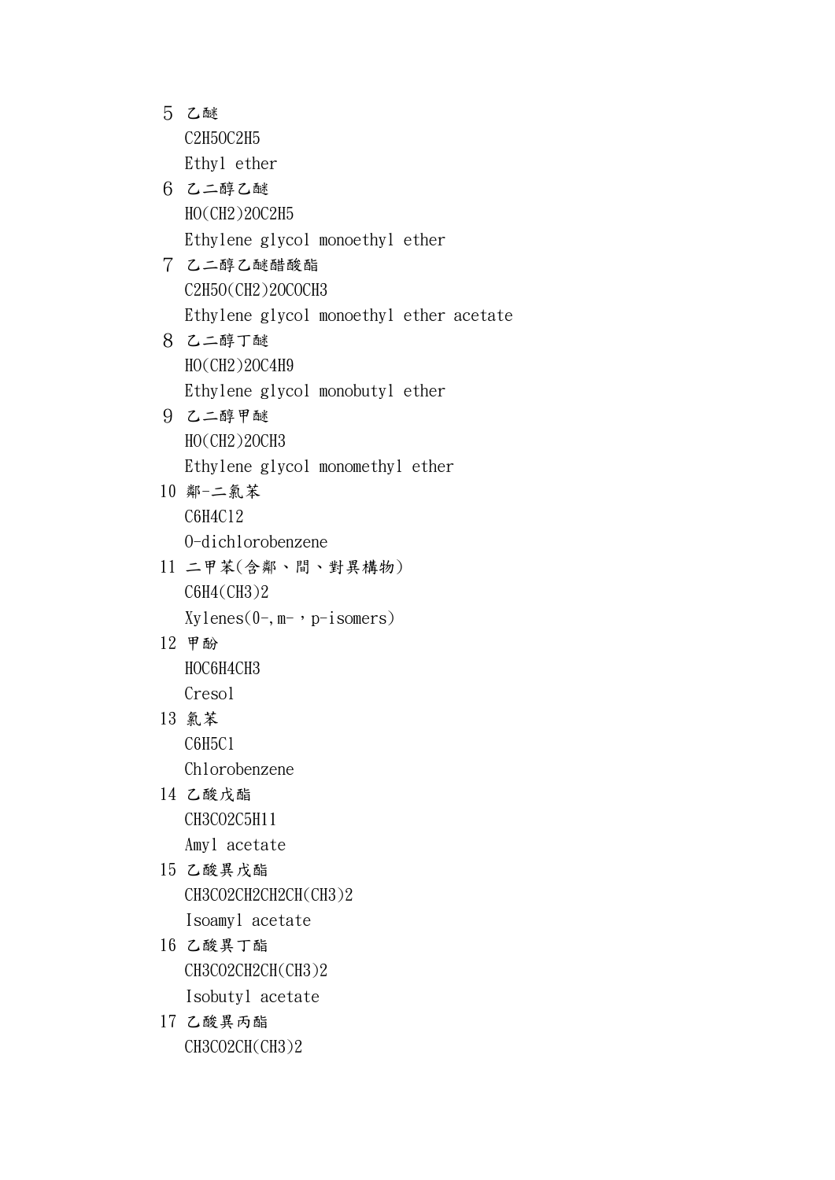5 乙醚

$C_2H_5OC_2H_5$

Ethyl ether

6 乙二醇乙醚

$HO(CH_2)_2OC_2H_5$

Ethylene glycol monoethyl ether

7 乙二醇乙醚醋酸酯

$C_2H_5O(CH_2)_2OCOCH_3$

Ethylene glycol monoethyl ether acetate

8 乙二醇丁醚

$HO(CH_2)_2OC_4H_9$

Ethylene glycol monobutyl ether

9 乙二醇甲醚

$HO(CH_2)_2OCH_3$

Ethylene glycol monomethyl ether

10 鄰-二氯苯

$C_6H_4Cl_2$

O-dichlorobenzene

11 二甲苯(含鄰、間、對異構物)

$C_6H_4(CH_3)_2$

Xylenes(O-,m-，p-isomers)

12 甲酚

$HOC_6H_4CH_3$

Cresol

13 氯苯

$C_6H_5Cl$

Chlorobenzene

14 乙酸戊酯

$CH_3CO_2C_5H_{11}$

Amyl acetate

15 乙酸異戊酯

$CH_3CO_2CH_2CH_2CH(CH_3)_2$

Isoamyl acetate

16 乙酸異丁酯

$CH_3CO_2CH_2CH(CH_3)_2$

Isobutyl acetate

17 乙酸異丙酯

$CH_3CO_2CH(CH_3)_2$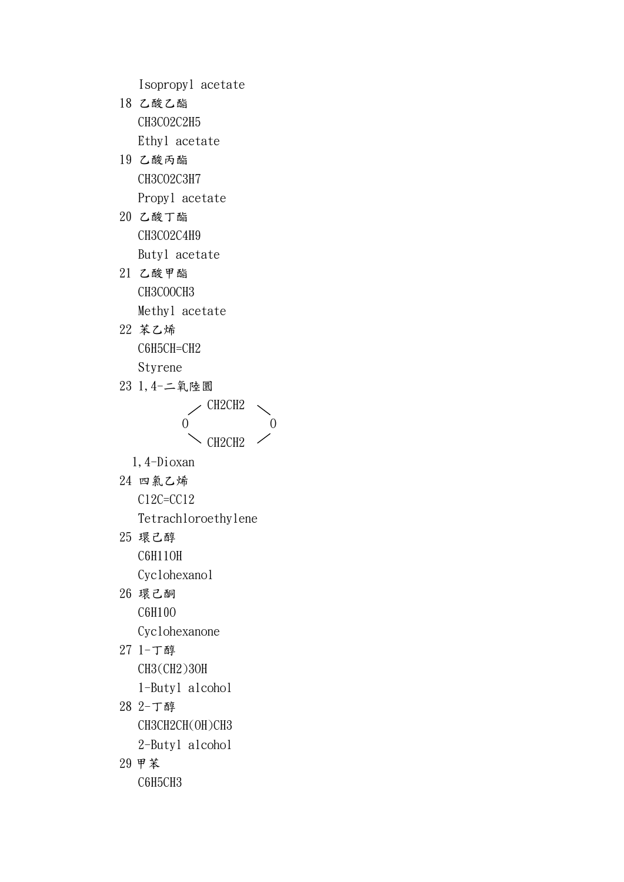Isopropyl acetate

18 乙酸乙酯

$CH_3CO_2C_2H_5$

Ethyl acetate

19 乙酸丙酯

$CH_3CO_2C_3H_7$

Propyl acetate

20 乙酸丁酯

$CH_3CO_2C_4H_9$

Butyl acetate

21 乙酸甲酯

$CH_3COOCH_3$

Methyl acetate

22 苯乙烯

$C_6H_5CH{=}CH_2$

Styrene

23 1,4-二氧陸圜

```
      ／ CH2CH2 ＼
     O            O
      ＼ CH2CH2 ／
```

1,4-Dioxan

24 四氯乙烯

$Cl_2C{=}CCl_2$

Tetrachloroethylene

25 環己醇

$C_6H_{11}OH$

Cyclohexanol

26 環己酮

$C_6H_{10}O$

Cyclohexanone

27 1-丁醇

$CH_3(CH_2)_3OH$

1-Butyl alcohol

28 2-丁醇

$CH_3CH_2CH(OH)CH_3$

2-Butyl alcohol

29 甲苯

$C_6H_5CH_3$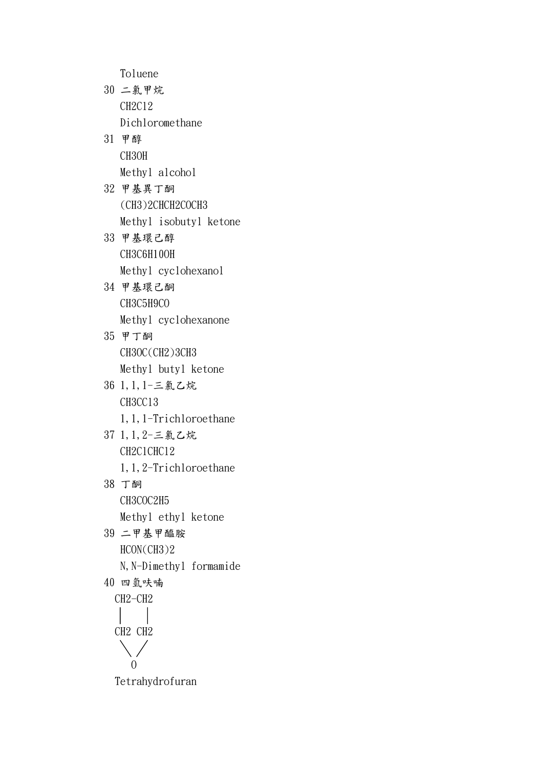Toluene

30 二氯甲烷

$CH_2Cl_2$

Dichloromethane

31 甲醇

$CH_3OH$

Methyl alcohol

32 甲基異丁酮

$(CH_3)_2CHCH_2COCH_3$

Methyl isobutyl ketone

33 甲基環己醇

$CH_3C_6H_{10}OH$

Methyl cyclohexanol

34 甲基環己酮

$CH_3C_5H_9CO$

Methyl cyclohexanone

35 甲丁酮

$CH_3OC(CH_2)_3CH_3$

Methyl butyl ketone

36 1,1,1-三氯乙烷

$CH_3CCl_3$

1,1,1-Trichloroethane

37 1,1,2-三氯乙烷

$CH_2ClCHCl_2$

1,1,2-Trichloroethane

38 丁酮

$CH_3COC_2H_5$

Methyl ethyl ketone

39 二甲基甲醯胺

$HCON(CH_3)_2$

N,N-Dimethyl formamide

40 四氫呋喃

```
CH2-CH2
 |    |
CH2  CH2
  \  /
   O
```

Tetrahydrofuran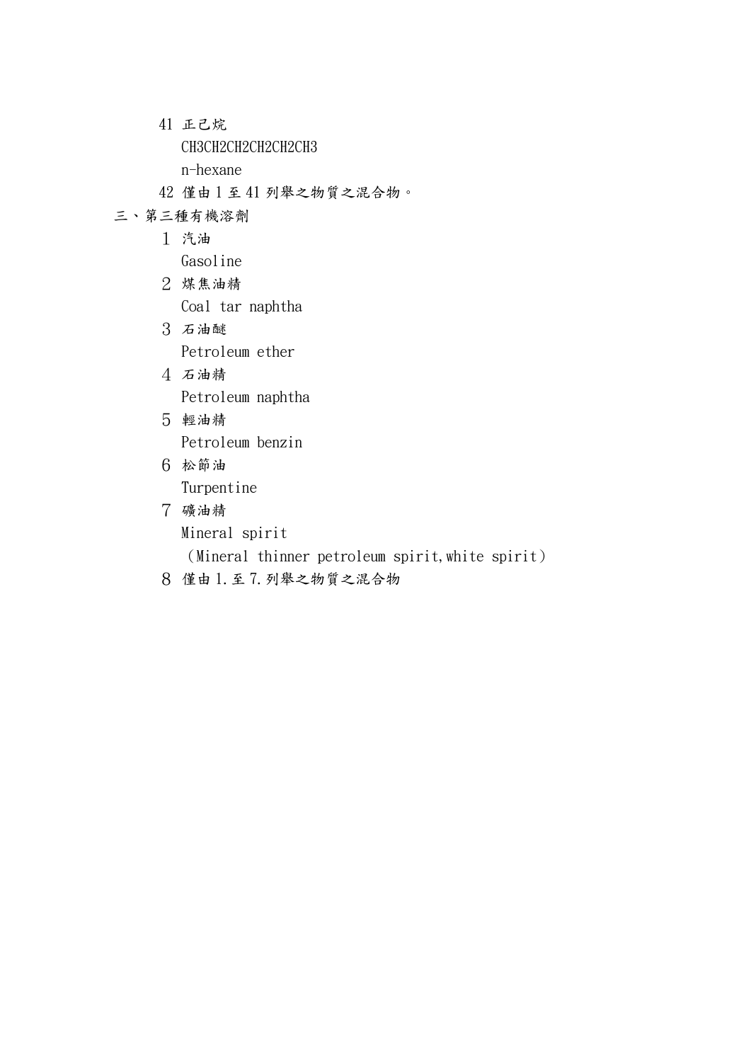41 正己烷

$CH_3CH_2CH_2CH_2CH_2CH_3$

n-hexane

42 僅由 1 至 41 列舉之物質之混合物。

三、第三種有機溶劑

1 汽油

Gasoline

2 煤焦油精

Coal tar naphtha

3 石油醚

Petroleum ether

4 石油精

Petroleum naphtha

5 輕油精

Petroleum benzin

6 松節油

Turpentine

7 礦油精

Mineral spirit

（Mineral thinner petroleum spirit,white spirit）

8 僅由 1.至 7.列舉之物質之混合物